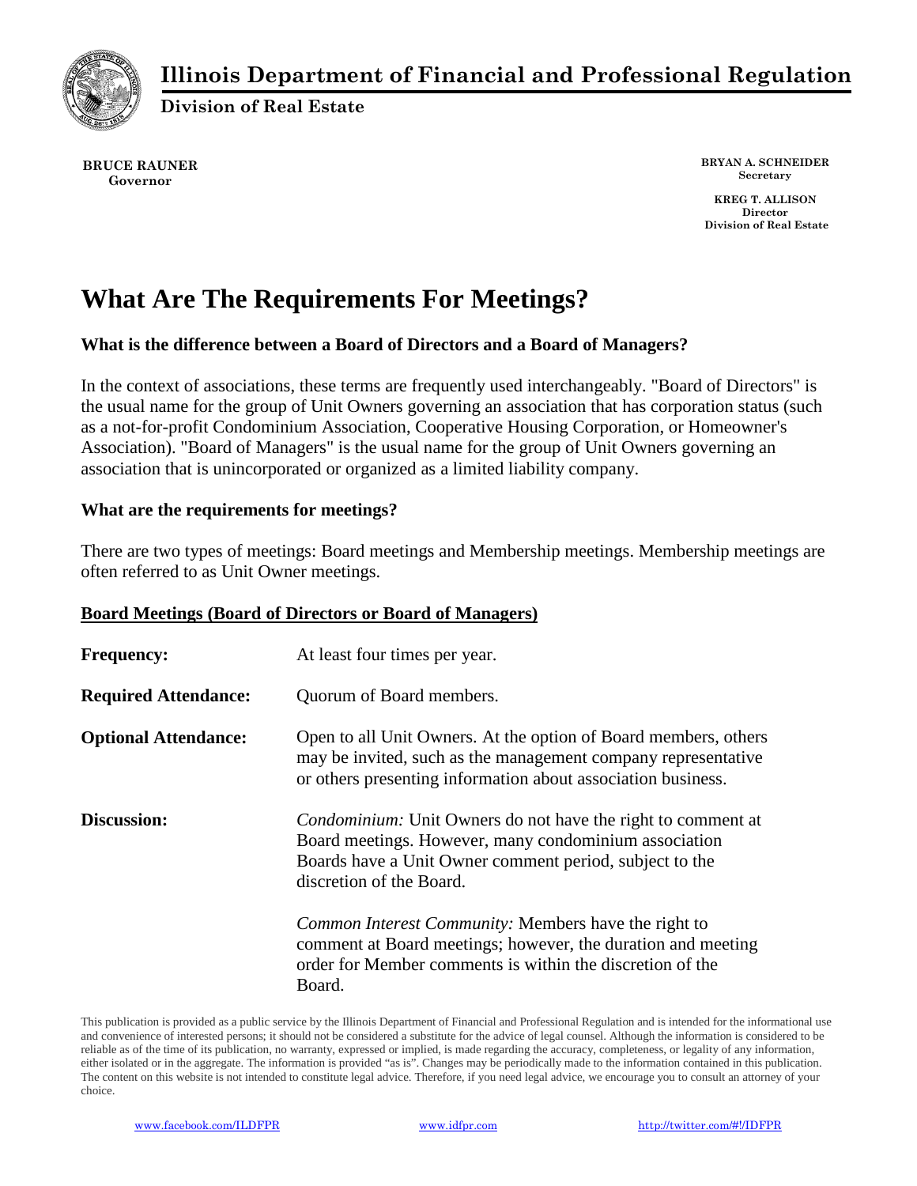**Illinois Department of Financial and Professional Regulation**

**Division of Real Estate**

**BRUCE RAUNER**
**Governor**

**BRYAN A. SCHNEIDER**
**Secretary**

**KREG T. ALLISON**
**Director**
**Division of Real Estate**

# What Are The Requirements For Meetings?

### What is the difference between a Board of Directors and a Board of Managers?

In the context of associations, these terms are frequently used interchangeably. "Board of Directors" is the usual name for the group of Unit Owners governing an association that has corporation status (such as a not-for-profit Condominium Association, Cooperative Housing Corporation, or Homeowner's Association). "Board of Managers" is the usual name for the group of Unit Owners governing an association that is unincorporated or organized as a limited liability company.

### What are the requirements for meetings?

There are two types of meetings: Board meetings and Membership meetings. Membership meetings are often referred to as Unit Owner meetings.

**Board Meetings (Board of Directors or Board of Managers)**

**Frequency:** At least four times per year.

**Required Attendance:** Quorum of Board members.

**Optional Attendance:** Open to all Unit Owners. At the option of Board members, others may be invited, such as the management company representative or others presenting information about association business.

**Discussion:** *Condominium:* Unit Owners do not have the right to comment at Board meetings. However, many condominium association Boards have a Unit Owner comment period, subject to the discretion of the Board.

*Common Interest Community:* Members have the right to comment at Board meetings; however, the duration and meeting order for Member comments is within the discretion of the Board.

This publication is provided as a public service by the Illinois Department of Financial and Professional Regulation and is intended for the informational use and convenience of interested persons; it should not be considered a substitute for the advice of legal counsel. Although the information is considered to be reliable as of the time of its publication, no warranty, expressed or implied, is made regarding the accuracy, completeness, or legality of any information, either isolated or in the aggregate. The information is provided "as is". Changes may be periodically made to the information contained in this publication. The content on this website is not intended to constitute legal advice. Therefore, if you need legal advice, we encourage you to consult an attorney of your choice.

www.facebook.com/ILDFPR www.idfpr.com http://twitter.com/#!/IDFPR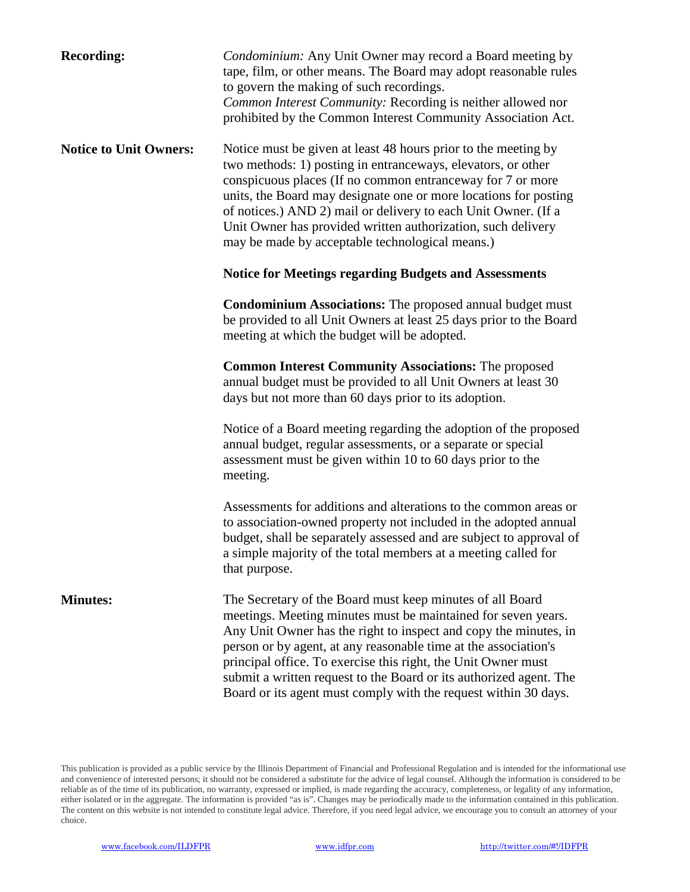**Recording:**

*Condominium:* Any Unit Owner may record a Board meeting by tape, film, or other means. The Board may adopt reasonable rules to govern the making of such recordings.
*Common Interest Community:* Recording is neither allowed nor prohibited by the Common Interest Community Association Act.

**Notice to Unit Owners:**

Notice must be given at least 48 hours prior to the meeting by two methods: 1) posting in entranceways, elevators, or other conspicuous places (If no common entranceway for 7 or more units, the Board may designate one or more locations for posting of notices.) AND 2) mail or delivery to each Unit Owner. (If a Unit Owner has provided written authorization, such delivery may be made by acceptable technological means.)

**Notice for Meetings regarding Budgets and Assessments**

**Condominium Associations:** The proposed annual budget must be provided to all Unit Owners at least 25 days prior to the Board meeting at which the budget will be adopted.

**Common Interest Community Associations:** The proposed annual budget must be provided to all Unit Owners at least 30 days but not more than 60 days prior to its adoption.

Notice of a Board meeting regarding the adoption of the proposed annual budget, regular assessments, or a separate or special assessment must be given within 10 to 60 days prior to the meeting.

Assessments for additions and alterations to the common areas or to association-owned property not included in the adopted annual budget, shall be separately assessed and are subject to approval of a simple majority of the total members at a meeting called for that purpose.

**Minutes:**

The Secretary of the Board must keep minutes of all Board meetings. Meeting minutes must be maintained for seven years. Any Unit Owner has the right to inspect and copy the minutes, in person or by agent, at any reasonable time at the association's principal office. To exercise this right, the Unit Owner must submit a written request to the Board or its authorized agent. The Board or its agent must comply with the request within 30 days.

This publication is provided as a public service by the Illinois Department of Financial and Professional Regulation and is intended for the informational use and convenience of interested persons; it should not be considered a substitute for the advice of legal counsel. Although the information is considered to be reliable as of the time of its publication, no warranty, expressed or implied, is made regarding the accuracy, completeness, or legality of any information, either isolated or in the aggregate. The information is provided "as is". Changes may be periodically made to the information contained in this publication. The content on this website is not intended to constitute legal advice. Therefore, if you need legal advice, we encourage you to consult an attorney of your choice.

www.facebook.com/ILDFPR www.idfpr.com http://twitter.com/#!/IDFPR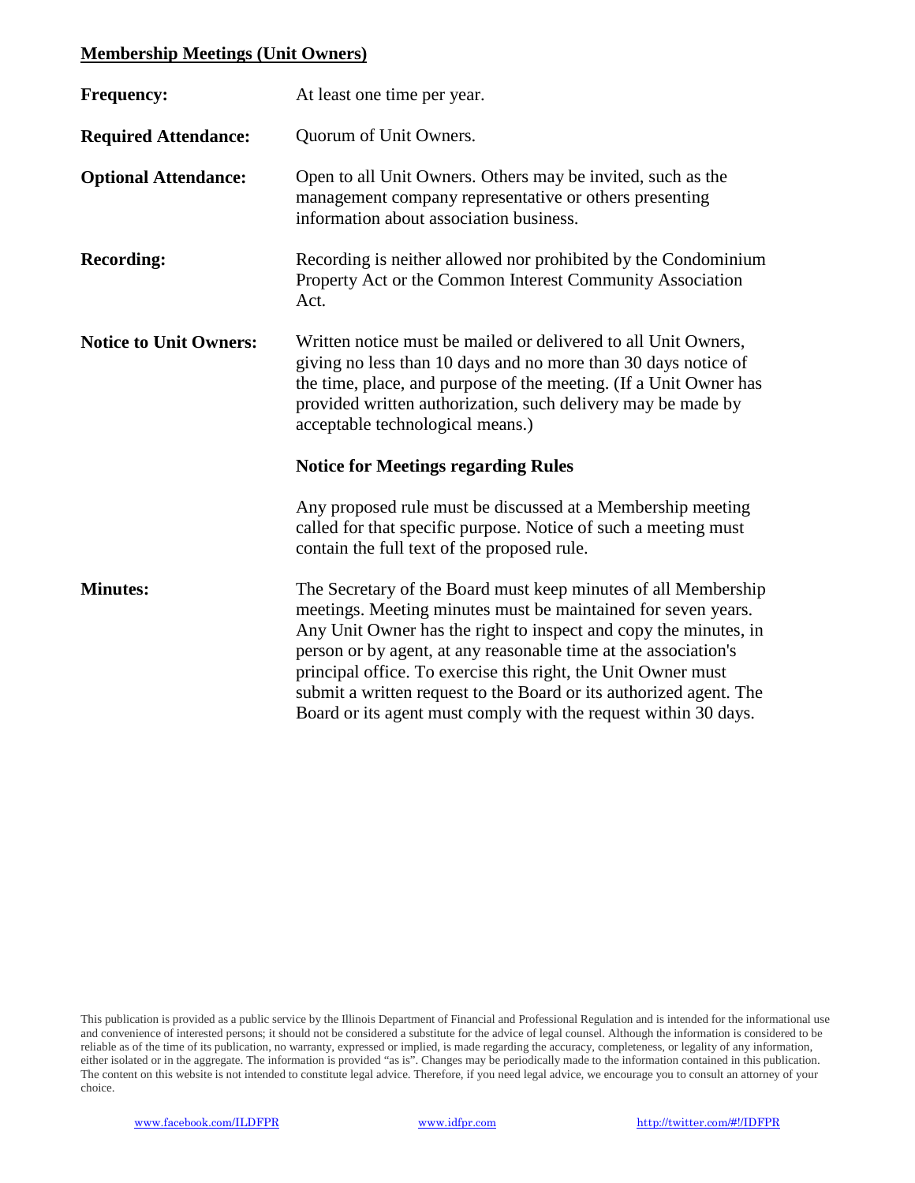## Membership Meetings (Unit Owners)

| | |
|---|---|
| **Frequency:** | At least one time per year. |
| **Required Attendance:** | Quorum of Unit Owners. |
| **Optional Attendance:** | Open to all Unit Owners. Others may be invited, such as the management company representative or others presenting information about association business. |
| **Recording:** | Recording is neither allowed nor prohibited by the Condominium Property Act or the Common Interest Community Association Act. |
| **Notice to Unit Owners:** | Written notice must be mailed or delivered to all Unit Owners, giving no less than 10 days and no more than 30 days notice of the time, place, and purpose of the meeting. (If a Unit Owner has provided written authorization, such delivery may be made by acceptable technological means.)<br><br>**Notice for Meetings regarding Rules**<br><br>Any proposed rule must be discussed at a Membership meeting called for that specific purpose. Notice of such a meeting must contain the full text of the proposed rule. |
| **Minutes:** | The Secretary of the Board must keep minutes of all Membership meetings. Meeting minutes must be maintained for seven years. Any Unit Owner has the right to inspect and copy the minutes, in person or by agent, at any reasonable time at the association's principal office. To exercise this right, the Unit Owner must submit a written request to the Board or its authorized agent. The Board or its agent must comply with the request within 30 days. |

This publication is provided as a public service by the Illinois Department of Financial and Professional Regulation and is intended for the informational use and convenience of interested persons; it should not be considered a substitute for the advice of legal counsel. Although the information is considered to be reliable as of the time of its publication, no warranty, expressed or implied, is made regarding the accuracy, completeness, or legality of any information, either isolated or in the aggregate. The information is provided "as is". Changes may be periodically made to the information contained in this publication. The content on this website is not intended to constitute legal advice. Therefore, if you need legal advice, we encourage you to consult an attorney of your choice.

www.facebook.com/ILDFPR www.idfpr.com http://twitter.com/#!/IDFPR